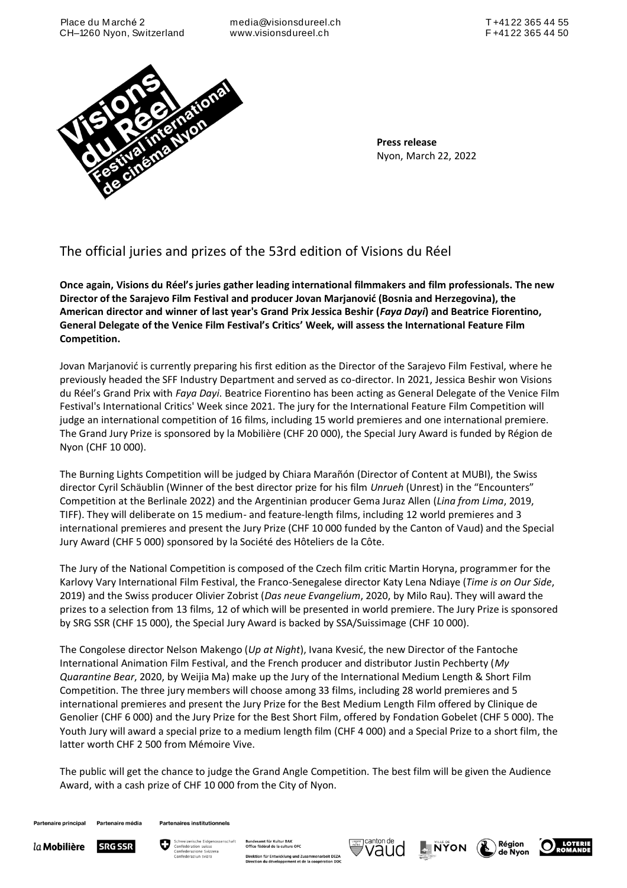Place du Marché 2
CH–1260 Nyon, Switzerland

media@visionsdureel.ch
www.visionsdureel.ch

T +41 22 365 44 55
F +41 22 365 44 50

**Press release**
Nyon, March 22, 2022

# The official juries and prizes of the 53rd edition of Visions du Réel

**Once again, Visions du Réel's juries gather leading international filmmakers and film professionals. The new Director of the Sarajevo Film Festival and producer Jovan Marjanović (Bosnia and Herzegovina), the American director and winner of last year's Grand Prix Jessica Beshir (*Faya Dayi*) and Beatrice Fiorentino, General Delegate of the Venice Film Festival's Critics' Week, will assess the International Feature Film Competition.**

Jovan Marjanović is currently preparing his first edition as the Director of the Sarajevo Film Festival, where he previously headed the SFF Industry Department and served as co-director. In 2021, Jessica Beshir won Visions du Réel's Grand Prix with *Faya Dayi*. Beatrice Fiorentino has been acting as General Delegate of the Venice Film Festival's International Critics' Week since 2021. The jury for the International Feature Film Competition will judge an international competition of 16 films, including 15 world premieres and one international premiere. The Grand Jury Prize is sponsored by la Mobilière (CHF 20 000), the Special Jury Award is funded by Région de Nyon (CHF 10 000).

The Burning Lights Competition will be judged by Chiara Marañón (Director of Content at MUBI), the Swiss director Cyril Schäublin (Winner of the best director prize for his film *Unrueh* (Unrest) in the "Encounters" Competition at the Berlinale 2022) and the Argentinian producer Gema Juraz Allen (*Lina from Lima*, 2019, TIFF). They will deliberate on 15 medium- and feature-length films, including 12 world premieres and 3 international premieres and present the Jury Prize (CHF 10 000 funded by the Canton of Vaud) and the Special Jury Award (CHF 5 000) sponsored by la Société des Hôteliers de la Côte.

The Jury of the National Competition is composed of the Czech film critic Martin Horyna, programmer for the Karlovy Vary International Film Festival, the Franco-Senegalese director Katy Lena Ndiaye (*Time is on Our Side*, 2019) and the Swiss producer Olivier Zobrist (*Das neue Evangelium*, 2020, by Milo Rau). They will award the prizes to a selection from 13 films, 12 of which will be presented in world premiere. The Jury Prize is sponsored by SRG SSR (CHF 15 000), the Special Jury Award is backed by SSA/Suissimage (CHF 10 000).

The Congolese director Nelson Makengo (*Up at Night*), Ivana Kvesić, the new Director of the Fantoche International Animation Film Festival, and the French producer and distributor Justin Pechberty (*My Quarantine Bear*, 2020, by Weijia Ma) make up the Jury of the International Medium Length & Short Film Competition. The three jury members will choose among 33 films, including 28 world premieres and 5 international premieres and present the Jury Prize for the Best Medium Length Film offered by Clinique de Genolier (CHF 6 000) and the Jury Prize for the Best Short Film, offered by Fondation Gobelet (CHF 5 000). The Youth Jury will award a special prize to a medium length film (CHF 4 000) and a Special Prize to a short film, the latter worth CHF 2 500 from Mémoire Vive.

The public will get the chance to judge the Grand Angle Competition. The best film will be given the Audience Award, with a cash prize of CHF 10 000 from the City of Nyon.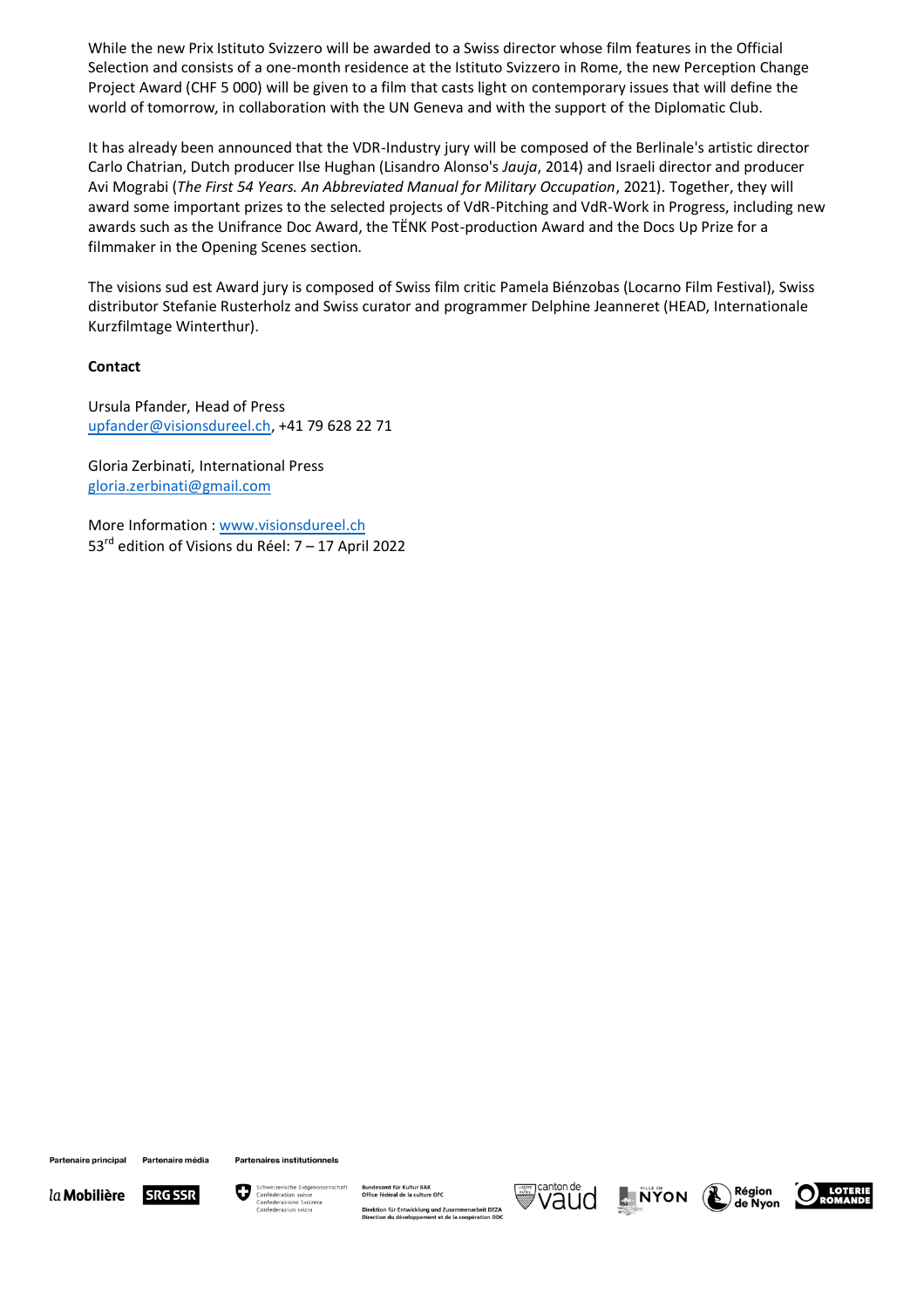While the new Prix Istituto Svizzero will be awarded to a Swiss director whose film features in the Official Selection and consists of a one-month residence at the Istituto Svizzero in Rome, the new Perception Change Project Award (CHF 5 000) will be given to a film that casts light on contemporary issues that will define the world of tomorrow, in collaboration with the UN Geneva and with the support of the Diplomatic Club.

It has already been announced that the VDR-Industry jury will be composed of the Berlinale's artistic director Carlo Chatrian, Dutch producer Ilse Hughan (Lisandro Alonso's *Jauja*, 2014) and Israeli director and producer Avi Mograbi (*The First 54 Years. An Abbreviated Manual for Military Occupation*, 2021). Together, they will award some important prizes to the selected projects of VdR-Pitching and VdR-Work in Progress, including new awards such as the Unifrance Doc Award, the TËNK Post-production Award and the Docs Up Prize for a filmmaker in the Opening Scenes section.

The visions sud est Award jury is composed of Swiss film critic Pamela Biénzobas (Locarno Film Festival), Swiss distributor Stefanie Rusterholz and Swiss curator and programmer Delphine Jeanneret (HEAD, Internationale Kurzfilmtage Winterthur).

**Contact**

Ursula Pfander, Head of Press
upfander@visionsdureel.ch, +41 79 628 22 71

Gloria Zerbinati, International Press
gloria.zerbinati@gmail.com

More Information : www.visionsdureel.ch
53rd edition of Visions du Réel: 7 – 17 April 2022

Partenaire principal | Partenaire média | Partenaires institutionnels

la Mobilière | SRG SSR | Schweizerische Eidgenossenschaft, Confédération suisse, Confederazione Svizzera, Confederaziun svizra | Bundesamt für Kultur BAK, Office fédéral de la culture OFC | Direktion für Entwicklung und Zusammenarbeit DEZA, Direction du développement et de la coopération DDC | canton de vaud | Ville de Nyon | Région de Nyon | Loterie Romande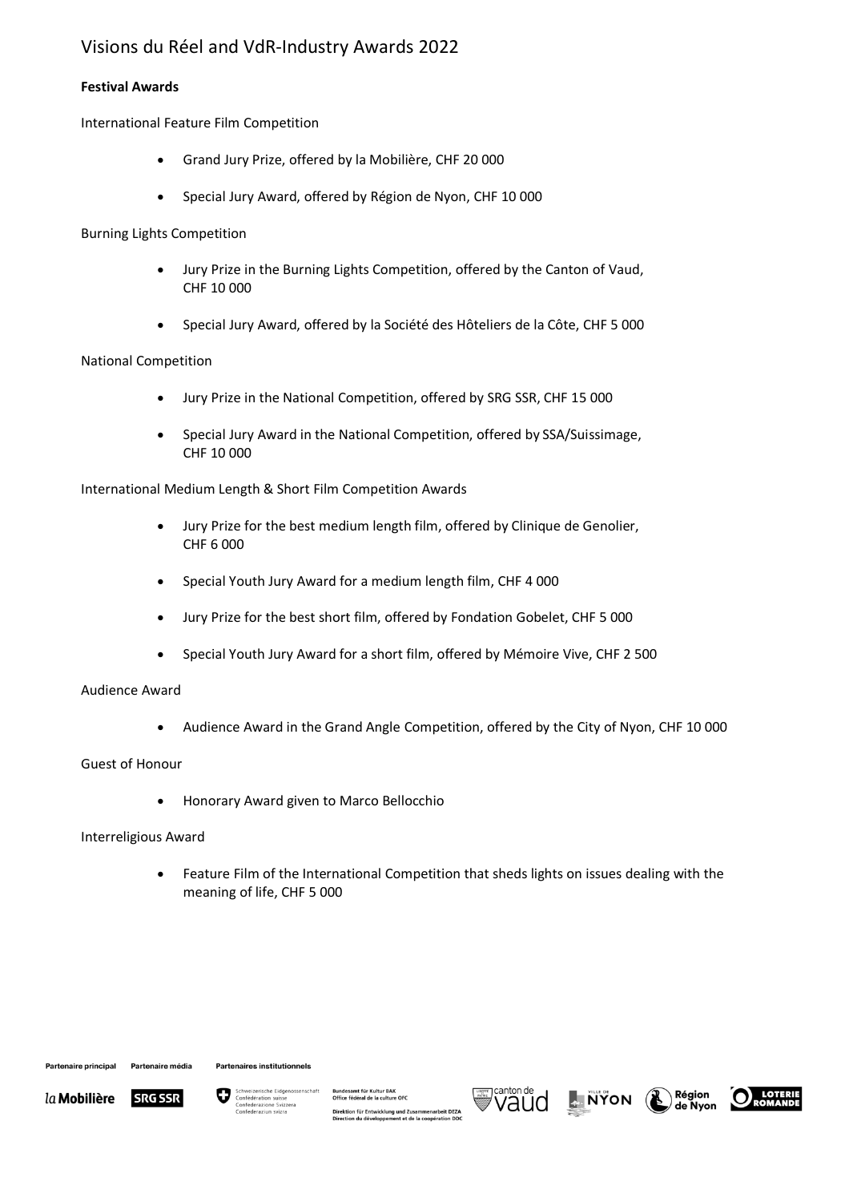# Visions du Réel and VdR-Industry Awards 2022

**Festival Awards**

International Feature Film Competition

- Grand Jury Prize, offered by la Mobilière, CHF 20 000
- Special Jury Award, offered by Région de Nyon, CHF 10 000

Burning Lights Competition

- Jury Prize in the Burning Lights Competition, offered by the Canton of Vaud, CHF 10 000
- Special Jury Award, offered by la Société des Hôteliers de la Côte, CHF 5 000

National Competition

- Jury Prize in the National Competition, offered by SRG SSR, CHF 15 000
- Special Jury Award in the National Competition, offered by SSA/Suissimage, CHF 10 000

International Medium Length & Short Film Competition Awards

- Jury Prize for the best medium length film, offered by Clinique de Genolier, CHF 6 000
- Special Youth Jury Award for a medium length film, CHF 4 000
- Jury Prize for the best short film, offered by Fondation Gobelet, CHF 5 000
- Special Youth Jury Award for a short film, offered by Mémoire Vive, CHF 2 500

Audience Award

- Audience Award in the Grand Angle Competition, offered by the City of Nyon, CHF 10 000

Guest of Honour

- Honorary Award given to Marco Bellocchio

Interreligious Award

- Feature Film of the International Competition that sheds lights on issues dealing with the meaning of life, CHF 5 000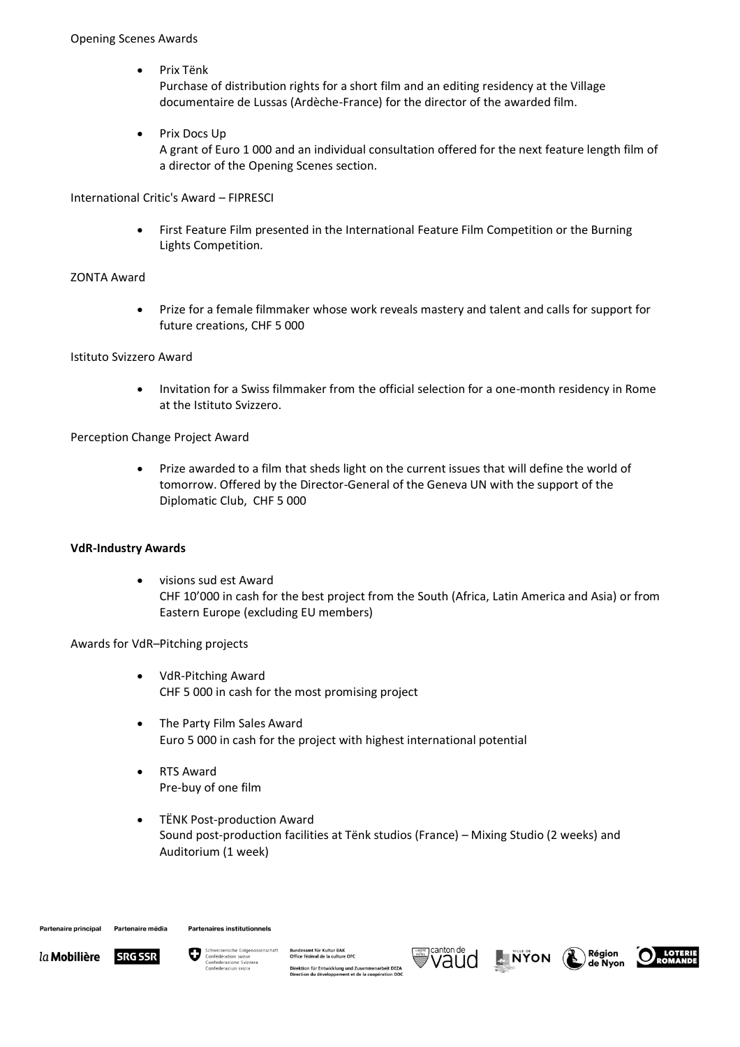Opening Scenes Awards

- Prix Tënk
  Purchase of distribution rights for a short film and an editing residency at the Village documentaire de Lussas (Ardèche-France) for the director of the awarded film.

- Prix Docs Up
  A grant of Euro 1 000 and an individual consultation offered for the next feature length film of a director of the Opening Scenes section.

International Critic's Award – FIPRESCI

- First Feature Film presented in the International Feature Film Competition or the Burning Lights Competition.

ZONTA Award

- Prize for a female filmmaker whose work reveals mastery and talent and calls for support for future creations, CHF 5 000

Istituto Svizzero Award

- Invitation for a Swiss filmmaker from the official selection for a one-month residency in Rome at the Istituto Svizzero.

Perception Change Project Award

- Prize awarded to a film that sheds light on the current issues that will define the world of tomorrow. Offered by the Director-General of the Geneva UN with the support of the Diplomatic Club, CHF 5 000

**VdR-Industry Awards**

- visions sud est Award
  CHF 10'000 in cash for the best project from the South (Africa, Latin America and Asia) or from Eastern Europe (excluding EU members)

Awards for VdR–Pitching projects

- VdR-Pitching Award
  CHF 5 000 in cash for the most promising project

- The Party Film Sales Award
  Euro 5 000 in cash for the project with highest international potential

- RTS Award
  Pre-buy of one film

- TËNK Post-production Award
  Sound post-production facilities at Tënk studios (France) – Mixing Studio (2 weeks) and Auditorium (1 week)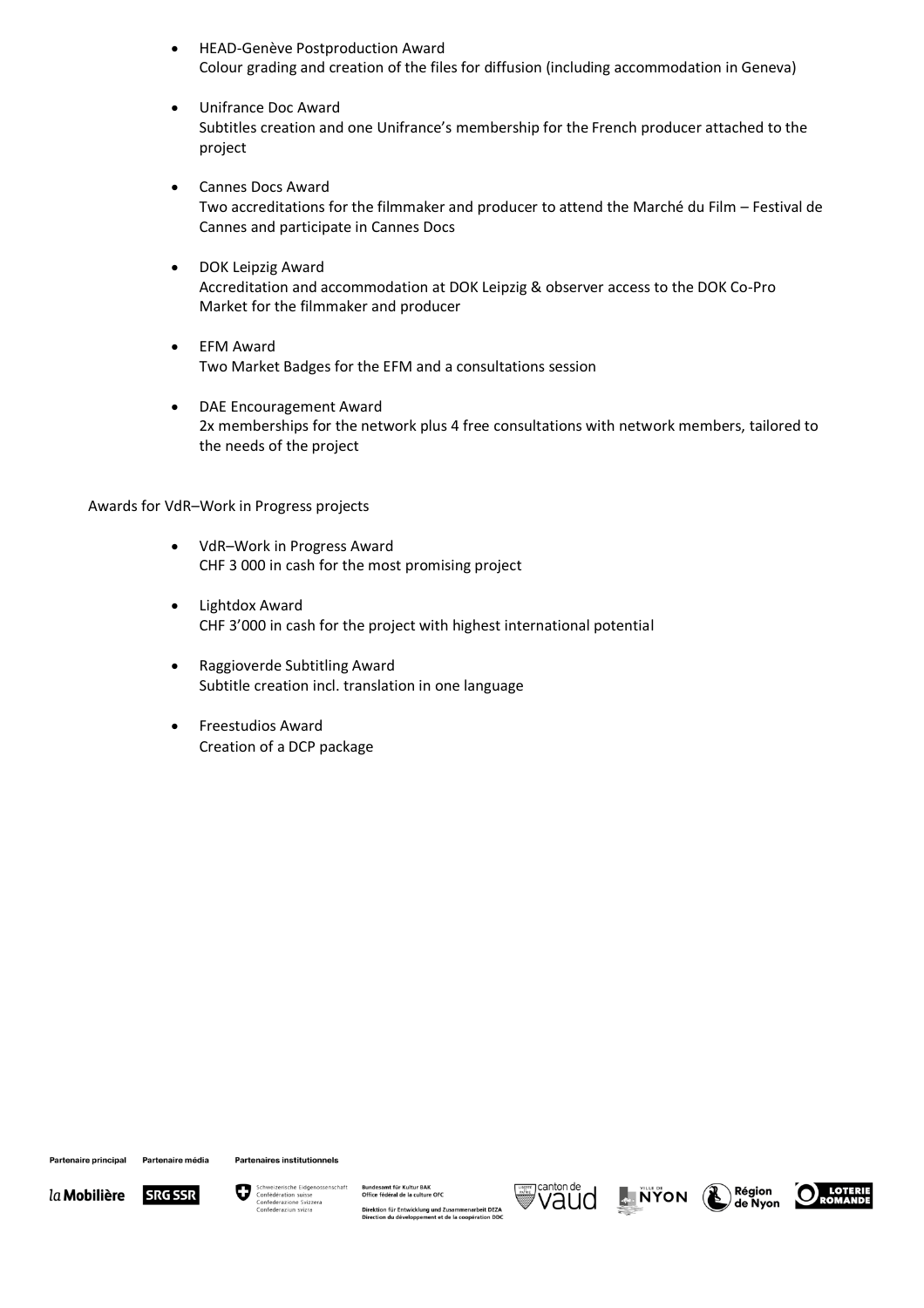- HEAD-Genève Postproduction Award
  Colour grading and creation of the files for diffusion (including accommodation in Geneva)

- Unifrance Doc Award
  Subtitles creation and one Unifrance's membership for the French producer attached to the project

- Cannes Docs Award
  Two accreditations for the filmmaker and producer to attend the Marché du Film – Festival de Cannes and participate in Cannes Docs

- DOK Leipzig Award
  Accreditation and accommodation at DOK Leipzig & observer access to the DOK Co-Pro Market for the filmmaker and producer

- EFM Award
  Two Market Badges for the EFM and a consultations session

- DAE Encouragement Award
  2x memberships for the network plus 4 free consultations with network members, tailored to the needs of the project

Awards for VdR–Work in Progress projects

- VdR–Work in Progress Award
  CHF 3 000 in cash for the most promising project

- Lightdox Award
  CHF 3'000 in cash for the project with highest international potential

- Raggioverde Subtitling Award
  Subtitle creation incl. translation in one language

- Freestudios Award
  Creation of a DCP package